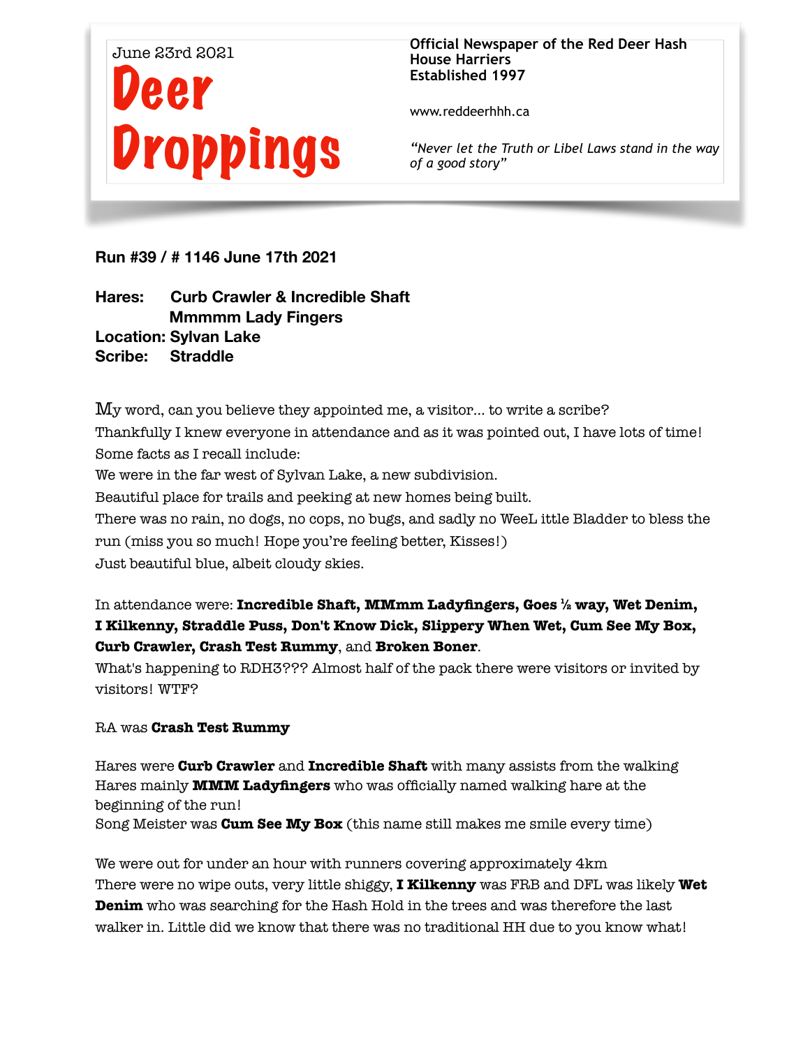June 23rd 2021

# Deer Droppings

**Official Newspaper of the Red Deer Hash House Harriers**
**Established 1997**

www.reddeerhhh.ca

*"Never let the Truth or Libel Laws stand in the way of a good story"*

**Run #39 / # 1146 June 17th 2021**

**Hares: Curb Crawler & Incredible Shaft**
**Mmmmm Lady Fingers**
**Location: Sylvan Lake**
**Scribe: Straddle**

My word, can you believe they appointed me, a visitor… to write a scribe?
Thankfully I knew everyone in attendance and as it was pointed out, I have lots of time!
Some facts as I recall include:
We were in the far west of Sylvan Lake, a new subdivision.
Beautiful place for trails and peeking at new homes being built.
There was no rain, no dogs, no cops, no bugs, and sadly no WeeL ittle Bladder to bless the run (miss you so much! Hope you're feeling better, Kisses!)
Just beautiful blue, albeit cloudy skies.

In attendance were: **Incredible Shaft, MMmm Ladyfingers, Goes ½ way, Wet Denim, I Kilkenny, Straddle Puss, Don't Know Dick, Slippery When Wet, Cum See My Box, Curb Crawler, Crash Test Rummy**, and **Broken Boner**.
What's happening to RDH3??? Almost half of the pack there were visitors or invited by visitors! WTF?

RA was **Crash Test Rummy**

Hares were **Curb Crawler** and **Incredible Shaft** with many assists from the walking Hares mainly **MMM Ladyfingers** who was officially named walking hare at the beginning of the run!
Song Meister was **Cum See My Box** (this name still makes me smile every time)

We were out for under an hour with runners covering approximately 4km
There were no wipe outs, very little shiggy, **I Kilkenny** was FRB and DFL was likely **Wet Denim** who was searching for the Hash Hold in the trees and was therefore the last walker in. Little did we know that there was no traditional HH due to you know what!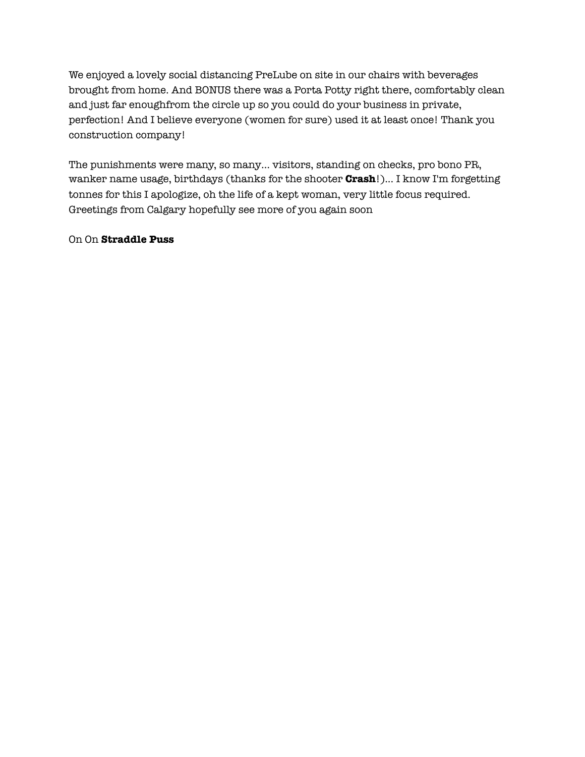We enjoyed a lovely social distancing PreLube on site in our chairs with beverages brought from home. And BONUS there was a Porta Potty right there, comfortably clean and just far enoughfrom the circle up so you could do your business in private, perfection! And I believe everyone (women for sure) used it at least once! Thank you construction company!

The punishments were many, so many... visitors, standing on checks, pro bono PR, wanker name usage, birthdays (thanks for the shooter **Crash**!)... I know I'm forgetting tonnes for this I apologize, oh the life of a kept woman, very little focus required. Greetings from Calgary hopefully see more of you again soon

On On **Straddle Puss**